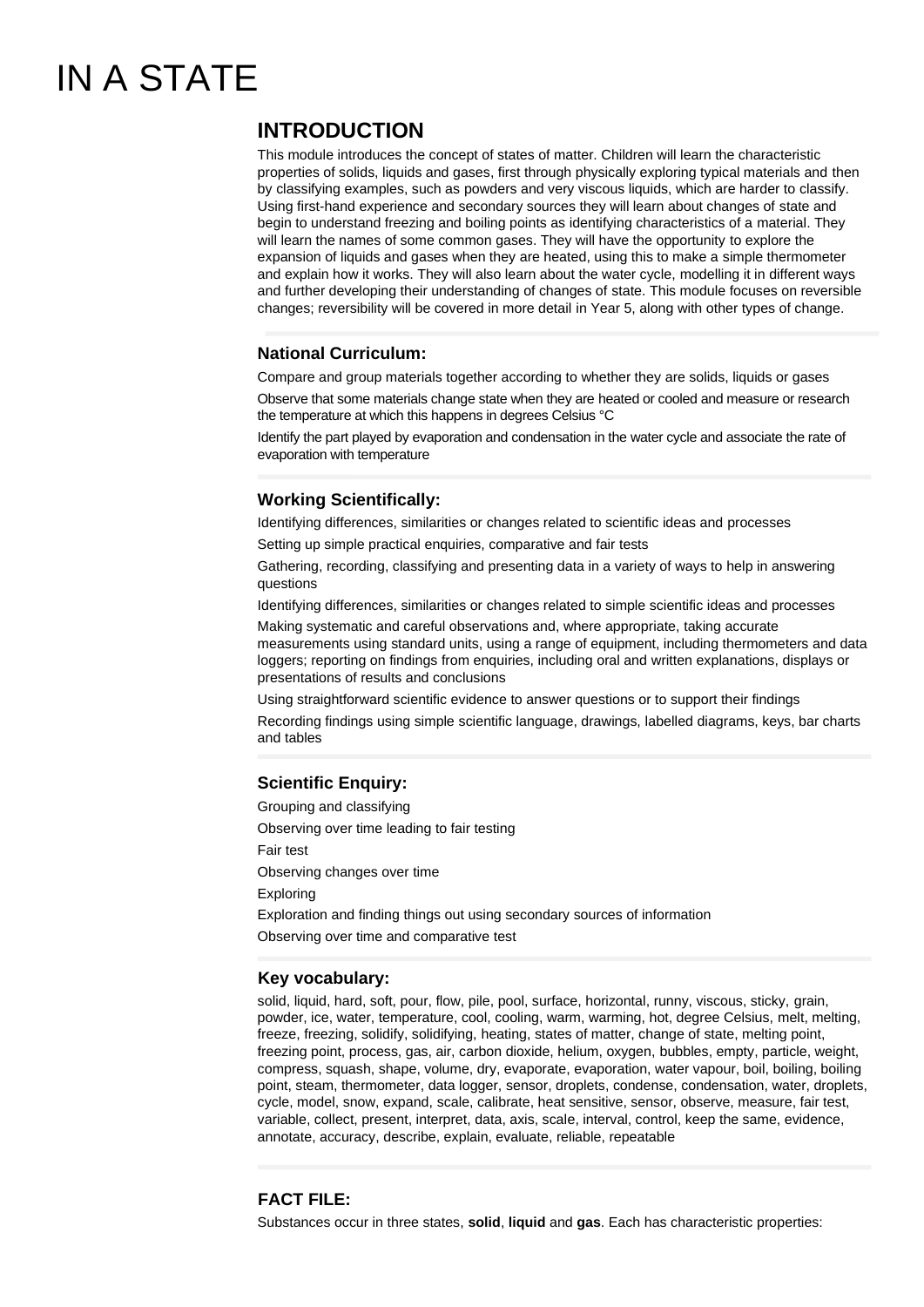# IN A STATE

## INTRODUCTION

This module introduces the concept of states of matter. Children will learn the characteristic properties of solids, liquids and gases, first through physically exploring typical materials and then by classifying examples, such as powders and very viscous liquids, which are harder to classify. Using first-hand experience and secondary sources they will learn about changes of state and begin to understand freezing and boiling points as identifying characteristics of a material. They will learn the names of some common gases. They will have the opportunity to explore the expansion of liquids and gases when they are heated, using this to make a simple thermometer and explain how it works. They will also learn about the water cycle, modelling it in different ways and further developing their understanding of changes of state. This module focuses on reversible changes; reversibility will be covered in more detail in Year 5, along with other types of change.

### National Curriculum:

Compare and group materials together according to whether they are solids, liquids or gases

Observe that some materials change state when they are heated or cooled and measure or research the temperature at which this happens in degrees Celsius °C

Identify the part played by evaporation and condensation in the water cycle and associate the rate of evaporation with temperature

### Working Scientifically:

Identifying differences, similarities or changes related to scientific ideas and processes

Setting up simple practical enquiries, comparative and fair tests

Gathering, recording, classifying and presenting data in a variety of ways to help in answering questions

Identifying differences, similarities or changes related to simple scientific ideas and processes

Making systematic and careful observations and, where appropriate, taking accurate measurements using standard units, using a range of equipment, including thermometers and data loggers; reporting on findings from enquiries, including oral and written explanations, displays or presentations of results and conclusions

Using straightforward scientific evidence to answer questions or to support their findings

Recording findings using simple scientific language, drawings, labelled diagrams, keys, bar charts and tables

### Scientific Enquiry:

Grouping and classifying

Observing over time leading to fair testing

Fair test

Observing changes over time

Exploring

Exploration and finding things out using secondary sources of information

Observing over time and comparative test

### Key vocabulary:

solid, liquid, hard, soft, pour, flow, pile, pool, surface, horizontal, runny, viscous, sticky, grain, powder, ice, water, temperature, cool, cooling, warm, warming, hot, degree Celsius, melt, melting, freeze, freezing, solidify, solidifying, heating, states of matter, change of state, melting point, freezing point, process, gas, air, carbon dioxide, helium, oxygen, bubbles, empty, particle, weight, compress, squash, shape, volume, dry, evaporate, evaporation, water vapour, boil, boiling, boiling point, steam, thermometer, data logger, sensor, droplets, condense, condensation, water, droplets, cycle, model, snow, expand, scale, calibrate, heat sensitive, sensor, observe, measure, fair test, variable, collect, present, interpret, data, axis, scale, interval, control, keep the same, evidence, annotate, accuracy, describe, explain, evaluate, reliable, repeatable

### FACT FILE:

Substances occur in three states, **solid**, **liquid** and **gas**. Each has characteristic properties: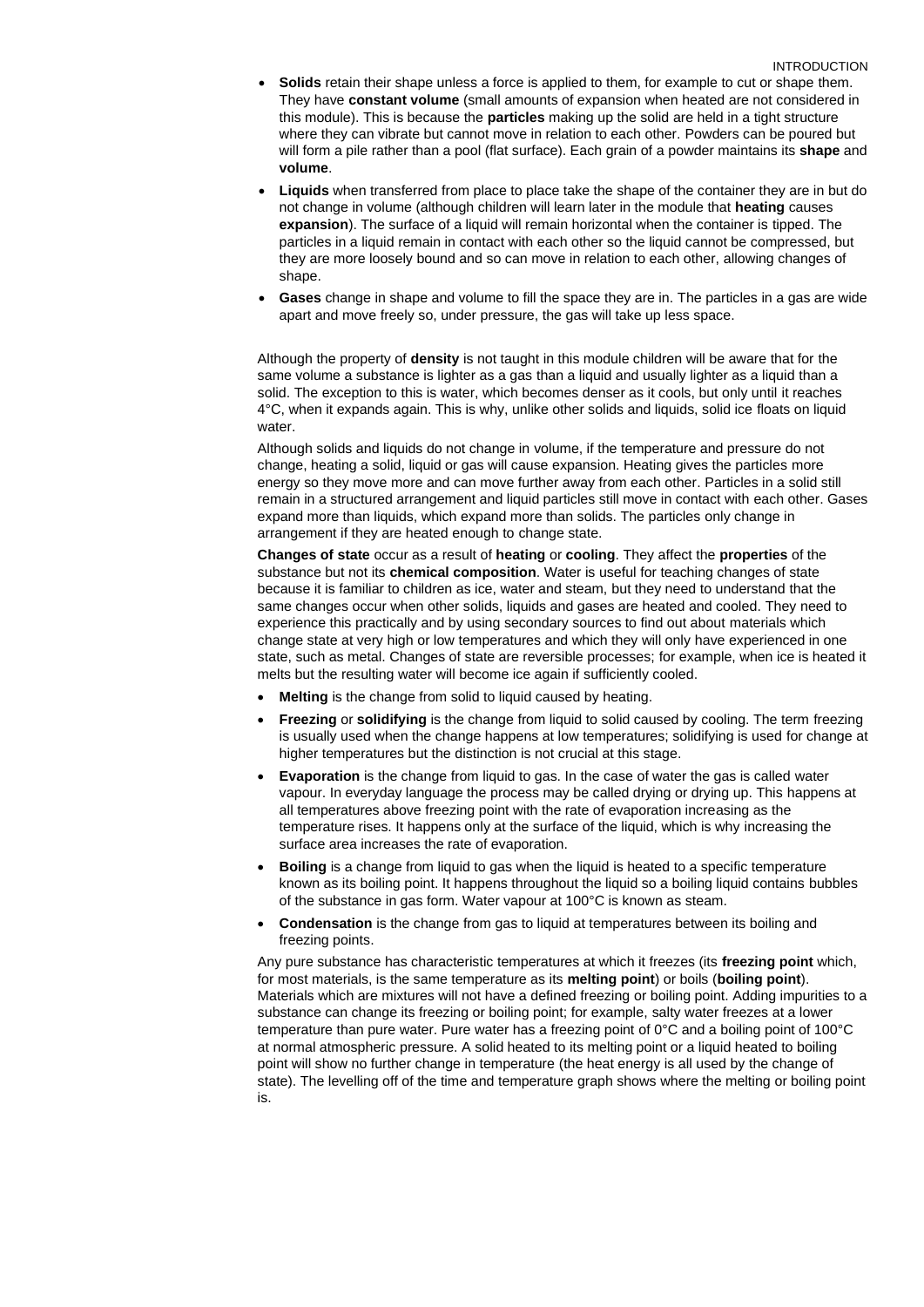- **Solids** retain their shape unless a force is applied to them, for example to cut or shape them. They have **constant volume** (small amounts of expansion when heated are not considered in this module). This is because the **particles** making up the solid are held in a tight structure where they can vibrate but cannot move in relation to each other. Powders can be poured but will form a pile rather than a pool (flat surface). Each grain of a powder maintains its **shape** and **volume**.
- **Liquids** when transferred from place to place take the shape of the container they are in but do not change in volume (although children will learn later in the module that **heating** causes **expansion**). The surface of a liquid will remain horizontal when the container is tipped. The particles in a liquid remain in contact with each other so the liquid cannot be compressed, but they are more loosely bound and so can move in relation to each other, allowing changes of shape.
- **Gases** change in shape and volume to fill the space they are in. The particles in a gas are wide apart and move freely so, under pressure, the gas will take up less space.

Although the property of **density** is not taught in this module children will be aware that for the same volume a substance is lighter as a gas than a liquid and usually lighter as a liquid than a solid. The exception to this is water, which becomes denser as it cools, but only until it reaches 4°C, when it expands again. This is why, unlike other solids and liquids, solid ice floats on liquid water.

Although solids and liquids do not change in volume, if the temperature and pressure do not change, heating a solid, liquid or gas will cause expansion. Heating gives the particles more energy so they move more and can move further away from each other. Particles in a solid still remain in a structured arrangement and liquid particles still move in contact with each other. Gases expand more than liquids, which expand more than solids. The particles only change in arrangement if they are heated enough to change state.

**Changes of state** occur as a result of **heating** or **cooling**. They affect the **properties** of the substance but not its **chemical composition**. Water is useful for teaching changes of state because it is familiar to children as ice, water and steam, but they need to understand that the same changes occur when other solids, liquids and gases are heated and cooled. They need to experience this practically and by using secondary sources to find out about materials which change state at very high or low temperatures and which they will only have experienced in one state, such as metal. Changes of state are reversible processes; for example, when ice is heated it melts but the resulting water will become ice again if sufficiently cooled.

- **Melting** is the change from solid to liquid caused by heating.
- **Freezing** or **solidifying** is the change from liquid to solid caused by cooling. The term freezing is usually used when the change happens at low temperatures; solidifying is used for change at higher temperatures but the distinction is not crucial at this stage.
- **Evaporation** is the change from liquid to gas. In the case of water the gas is called water vapour. In everyday language the process may be called drying or drying up. This happens at all temperatures above freezing point with the rate of evaporation increasing as the temperature rises. It happens only at the surface of the liquid, which is why increasing the surface area increases the rate of evaporation.
- **Boiling** is a change from liquid to gas when the liquid is heated to a specific temperature known as its boiling point. It happens throughout the liquid so a boiling liquid contains bubbles of the substance in gas form. Water vapour at 100°C is known as steam.
- **Condensation** is the change from gas to liquid at temperatures between its boiling and freezing points.

Any pure substance has characteristic temperatures at which it freezes (its **freezing point** which, for most materials, is the same temperature as its **melting point**) or boils (**boiling point**). Materials which are mixtures will not have a defined freezing or boiling point. Adding impurities to a substance can change its freezing or boiling point; for example, salty water freezes at a lower temperature than pure water. Pure water has a freezing point of 0°C and a boiling point of 100°C at normal atmospheric pressure. A solid heated to its melting point or a liquid heated to boiling point will show no further change in temperature (the heat energy is all used by the change of state). The levelling off of the time and temperature graph shows where the melting or boiling point is.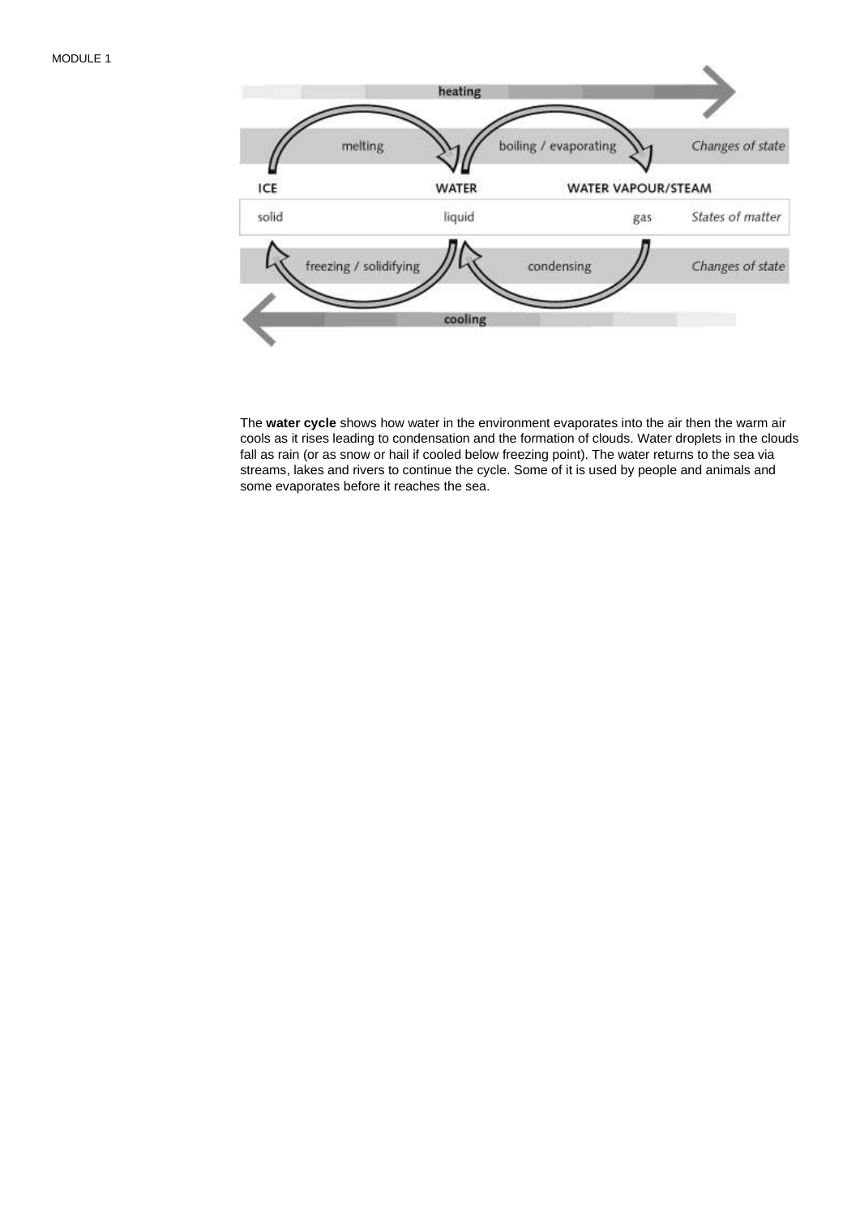heating

melting

boiling / evaporating

Changes of state

ICE

WATER

WATER VAPOUR/STEAM

solid

liquid

gas

States of matter

freezing / solidifying

condensing

Changes of state

cooling

The **water cycle** shows how water in the environment evaporates into the air then the warm air cools as it rises leading to condensation and the formation of clouds. Water droplets in the clouds fall as rain (or as snow or hail if cooled below freezing point). The water returns to the sea via streams, lakes and rivers to continue the cycle. Some of it is used by people and animals and some evaporates before it reaches the sea.